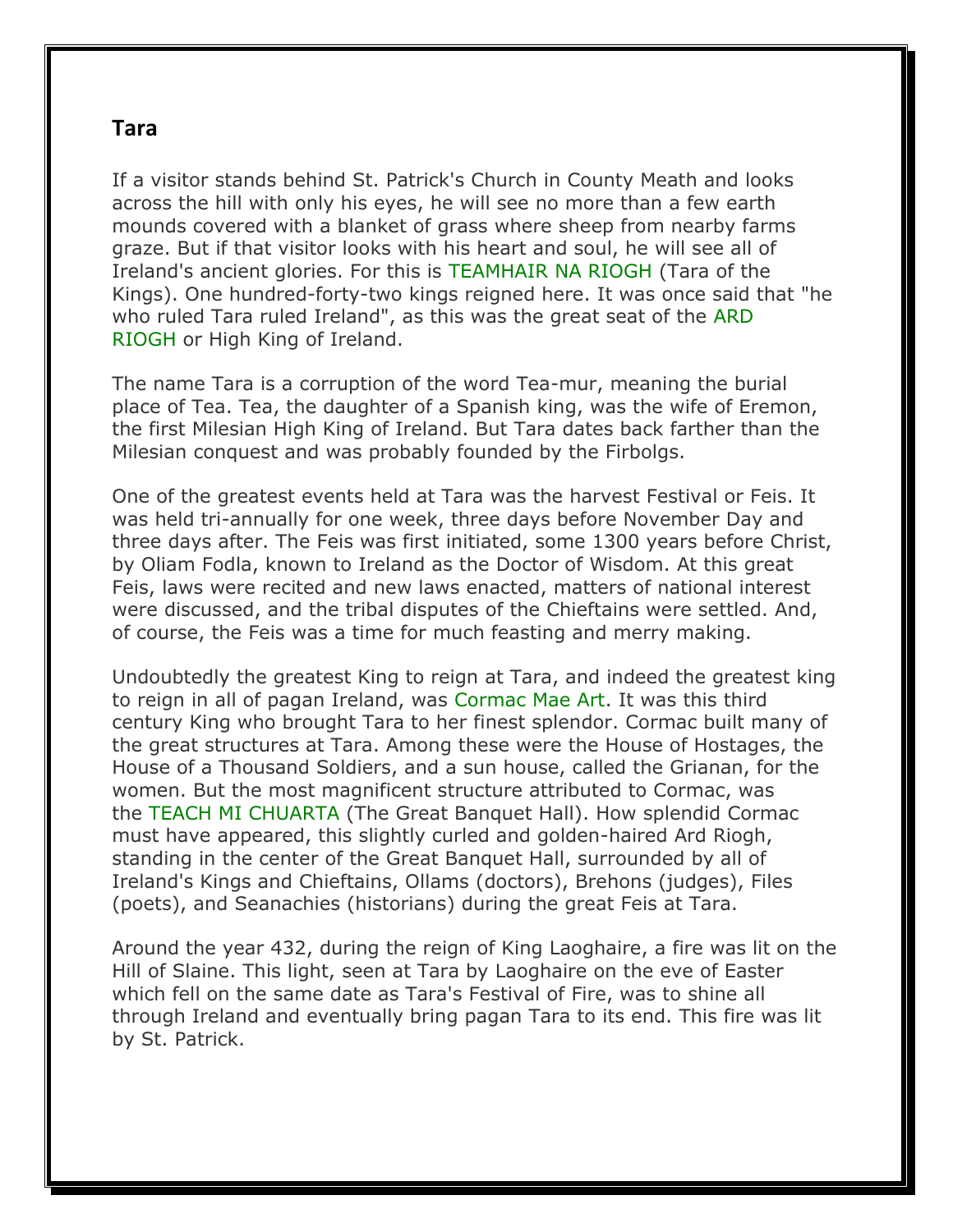## Tara

If a visitor stands behind St. Patrick's Church in County Meath and looks across the hill with only his eyes, he will see no more than a few earth mounds covered with a blanket of grass where sheep from nearby farms graze. But if that visitor looks with his heart and soul, he will see all of Ireland's ancient glories. For this is TEAMHAIR NA RIOGH (Tara of the Kings). One hundred-forty-two kings reigned here. It was once said that "he who ruled Tara ruled Ireland", as this was the great seat of the ARD RIOGH or High King of Ireland.

The name Tara is a corruption of the word Tea-mur, meaning the burial place of Tea. Tea, the daughter of a Spanish king, was the wife of Eremon, the first Milesian High King of Ireland. But Tara dates back farther than the Milesian conquest and was probably founded by the Firbolgs.

One of the greatest events held at Tara was the harvest Festival or Feis. It was held tri-annually for one week, three days before November Day and three days after. The Feis was first initiated, some 1300 years before Christ, by Oliam Fodla, known to Ireland as the Doctor of Wisdom. At this great Feis, laws were recited and new laws enacted, matters of national interest were discussed, and the tribal disputes of the Chieftains were settled. And, of course, the Feis was a time for much feasting and merry making.

Undoubtedly the greatest King to reign at Tara, and indeed the greatest king to reign in all of pagan Ireland, was Cormac Mae Art. It was this third century King who brought Tara to her finest splendor. Cormac built many of the great structures at Tara. Among these were the House of Hostages, the House of a Thousand Soldiers, and a sun house, called the Grianan, for the women. But the most magnificent structure attributed to Cormac, was the TEACH MI CHUARTA (The Great Banquet Hall). How splendid Cormac must have appeared, this slightly curled and golden-haired Ard Riogh, standing in the center of the Great Banquet Hall, surrounded by all of Ireland's Kings and Chieftains, Ollams (doctors), Brehons (judges), Files (poets), and Seanachies (historians) during the great Feis at Tara.

Around the year 432, during the reign of King Laoghaire, a fire was lit on the Hill of Slaine. This light, seen at Tara by Laoghaire on the eve of Easter which fell on the same date as Tara's Festival of Fire, was to shine all through Ireland and eventually bring pagan Tara to its end. This fire was lit by St. Patrick.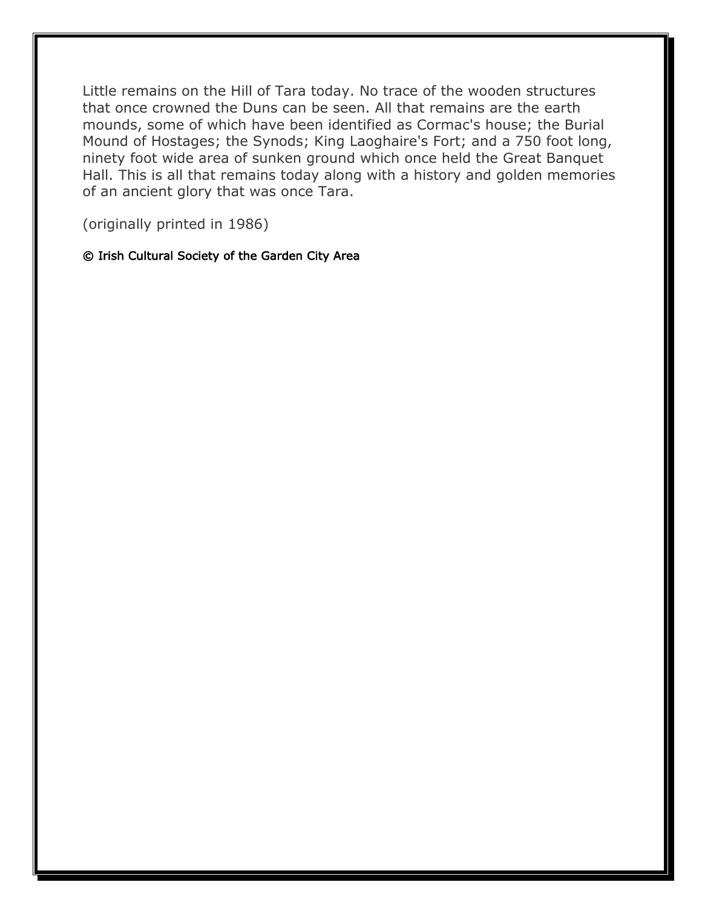Little remains on the Hill of Tara today. No trace of the wooden structures that once crowned the Duns can be seen. All that remains are the earth mounds, some of which have been identified as Cormac's house; the Burial Mound of Hostages; the Synods; King Laoghaire's Fort; and a 750 foot long, ninety foot wide area of sunken ground which once held the Great Banquet Hall. This is all that remains today along with a history and golden memories of an ancient glory that was once Tara.

(originally printed in 1986)

© Irish Cultural Society of the Garden City Area